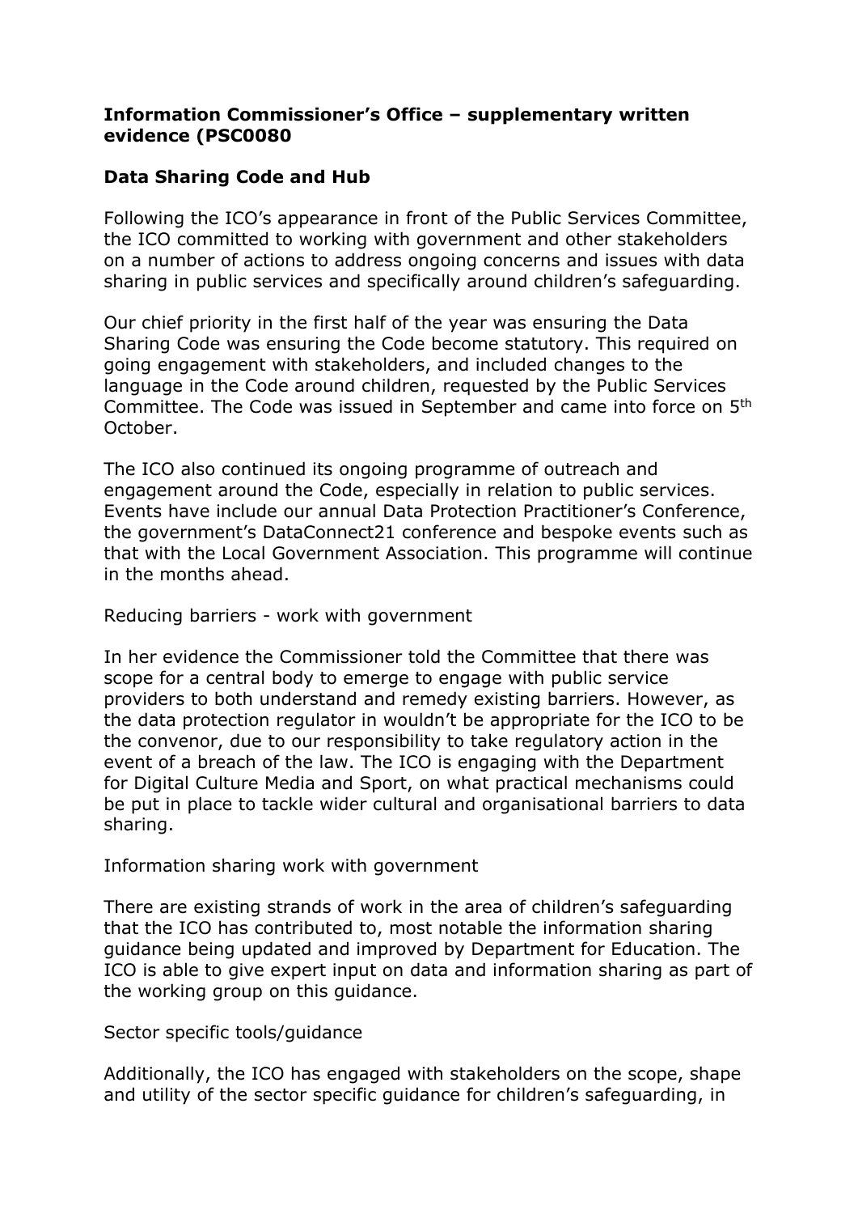**Information Commissioner's Office – supplementary written evidence (PSC0080**

**Data Sharing Code and Hub**

Following the ICO's appearance in front of the Public Services Committee, the ICO committed to working with government and other stakeholders on a number of actions to address ongoing concerns and issues with data sharing in public services and specifically around children's safeguarding.

Our chief priority in the first half of the year was ensuring the Data Sharing Code was ensuring the Code become statutory. This required on going engagement with stakeholders, and included changes to the language in the Code around children, requested by the Public Services Committee. The Code was issued in September and came into force on 5th October.

The ICO also continued its ongoing programme of outreach and engagement around the Code, especially in relation to public services. Events have include our annual Data Protection Practitioner's Conference, the government's DataConnect21 conference and bespoke events such as that with the Local Government Association. This programme will continue in the months ahead.

Reducing barriers - work with government

In her evidence the Commissioner told the Committee that there was scope for a central body to emerge to engage with public service providers to both understand and remedy existing barriers. However, as the data protection regulator in wouldn't be appropriate for the ICO to be the convenor, due to our responsibility to take regulatory action in the event of a breach of the law. The ICO is engaging with the Department for Digital Culture Media and Sport, on what practical mechanisms could be put in place to tackle wider cultural and organisational barriers to data sharing.

Information sharing work with government

There are existing strands of work in the area of children's safeguarding that the ICO has contributed to, most notable the information sharing guidance being updated and improved by Department for Education. The ICO is able to give expert input on data and information sharing as part of the working group on this guidance.

Sector specific tools/guidance

Additionally, the ICO has engaged with stakeholders on the scope, shape and utility of the sector specific guidance for children's safeguarding, in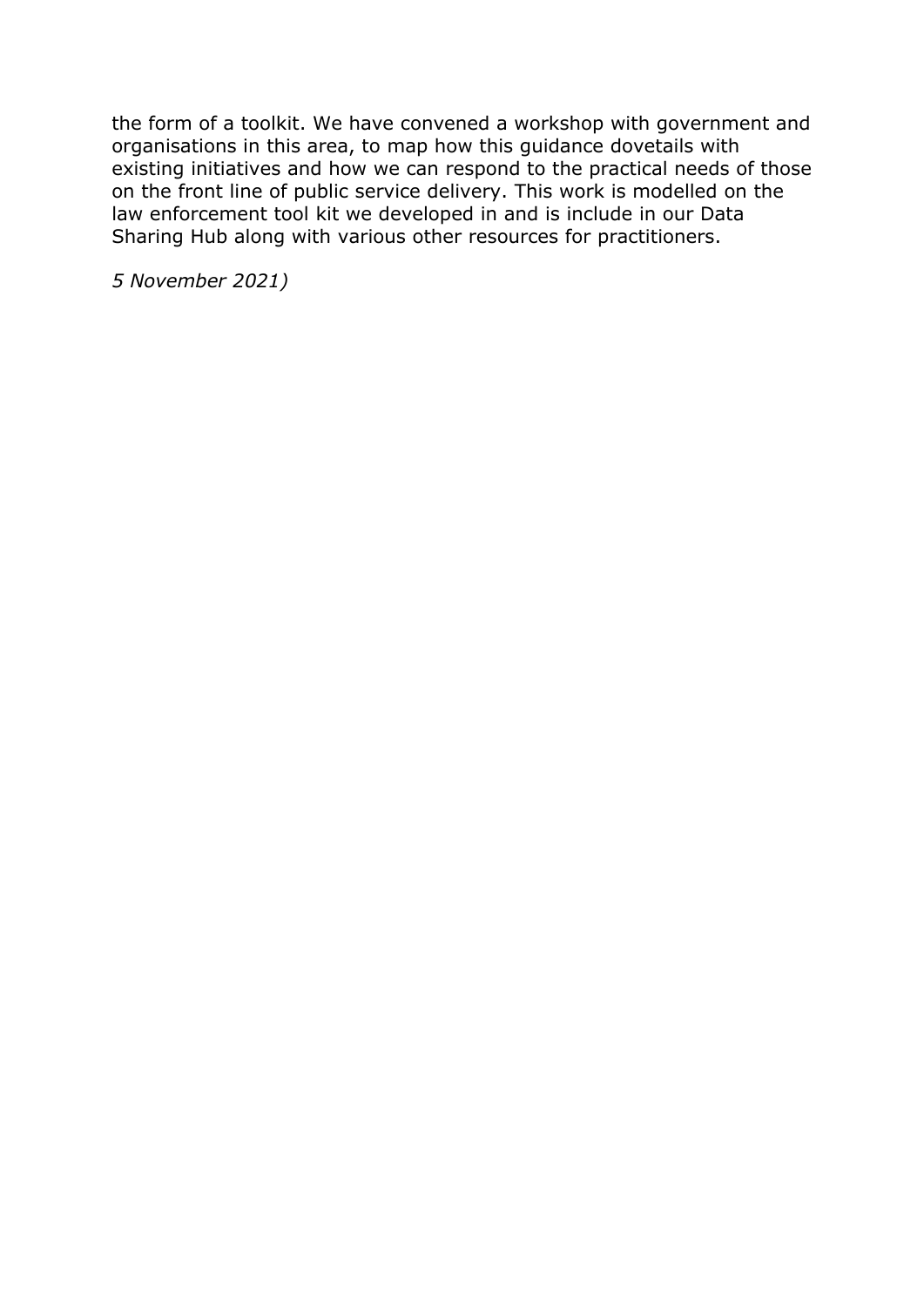the form of a toolkit. We have convened a workshop with government and organisations in this area, to map how this guidance dovetails with existing initiatives and how we can respond to the practical needs of those on the front line of public service delivery. This work is modelled on the law enforcement tool kit we developed in and is include in our Data Sharing Hub along with various other resources for practitioners.

*5 November 2021)*